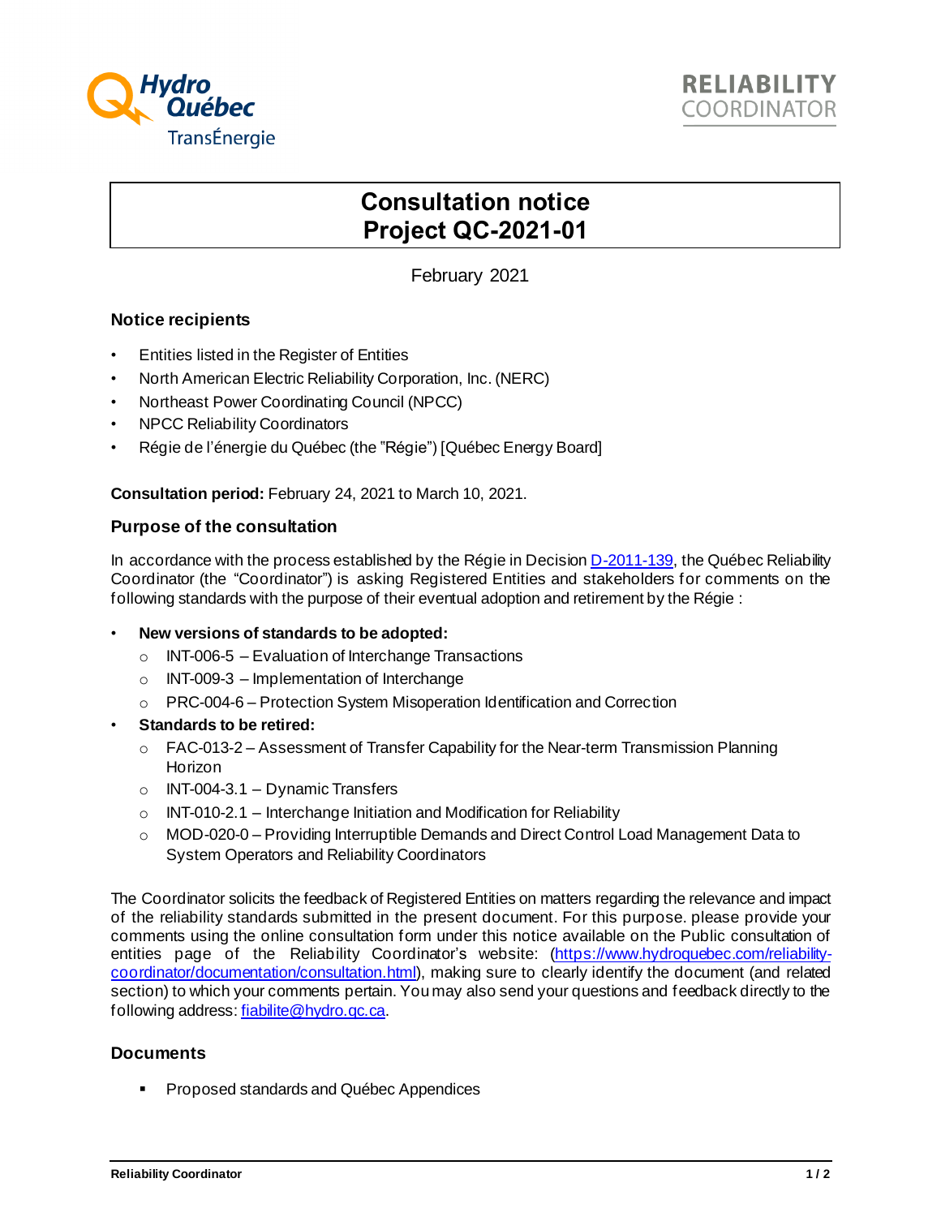# Consultation notice
# Project QC-2021-01

February 2021

## Notice recipients

- Entities listed in the Register of Entities
- North American Electric Reliability Corporation, Inc. (NERC)
- Northeast Power Coordinating Council (NPCC)
- NPCC Reliability Coordinators
- Régie de l'énergie du Québec (the "Régie") [Québec Energy Board]

**Consultation period:** February 24, 2021 to March 10, 2021.

## Purpose of the consultation

In accordance with the process established by the Régie in Decision D-2011-139, the Québec Reliability Coordinator (the "Coordinator") is asking Registered Entities and stakeholders for comments on the following standards with the purpose of their eventual adoption and retirement by the Régie :

- **New versions of standards to be adopted:**
  - INT-006-5 – Evaluation of Interchange Transactions
  - INT-009-3 – Implementation of Interchange
  - PRC-004-6 – Protection System Misoperation Identification and Correction
- **Standards to be retired:**
  - FAC-013-2 – Assessment of Transfer Capability for the Near-term Transmission Planning Horizon
  - INT-004-3.1 – Dynamic Transfers
  - INT-010-2.1 – Interchange Initiation and Modification for Reliability
  - MOD-020-0 – Providing Interruptible Demands and Direct Control Load Management Data to System Operators and Reliability Coordinators

The Coordinator solicits the feedback of Registered Entities on matters regarding the relevance and impact of the reliability standards submitted in the present document. For this purpose. please provide your comments using the online consultation form under this notice available on the Public consultation of entities page of the Reliability Coordinator's website: (https://www.hydroquebec.com/reliability-coordinator/documentation/consultation.html), making sure to clearly identify the document (and related section) to which your comments pertain. You may also send your questions and feedback directly to the following address: fiabilite@hydro.qc.ca.

## Documents

- Proposed standards and Québec Appendices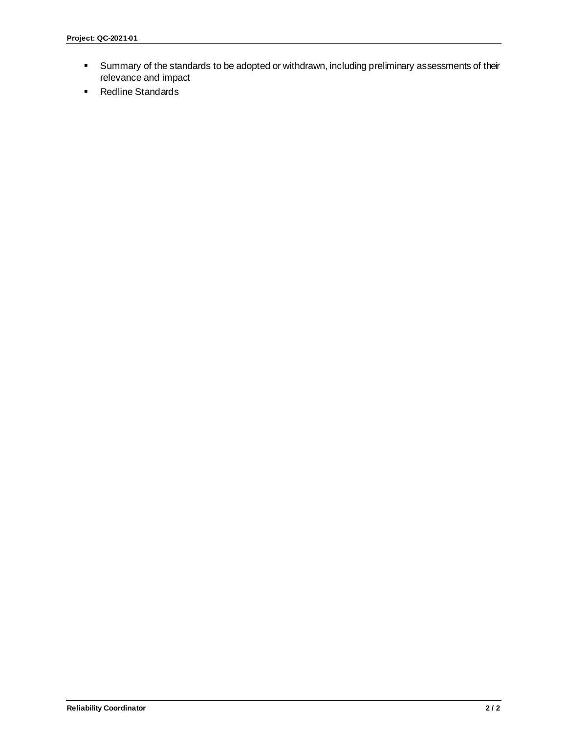- Summary of the standards to be adopted or withdrawn, including preliminary assessments of their relevance and impact
- Redline Standards